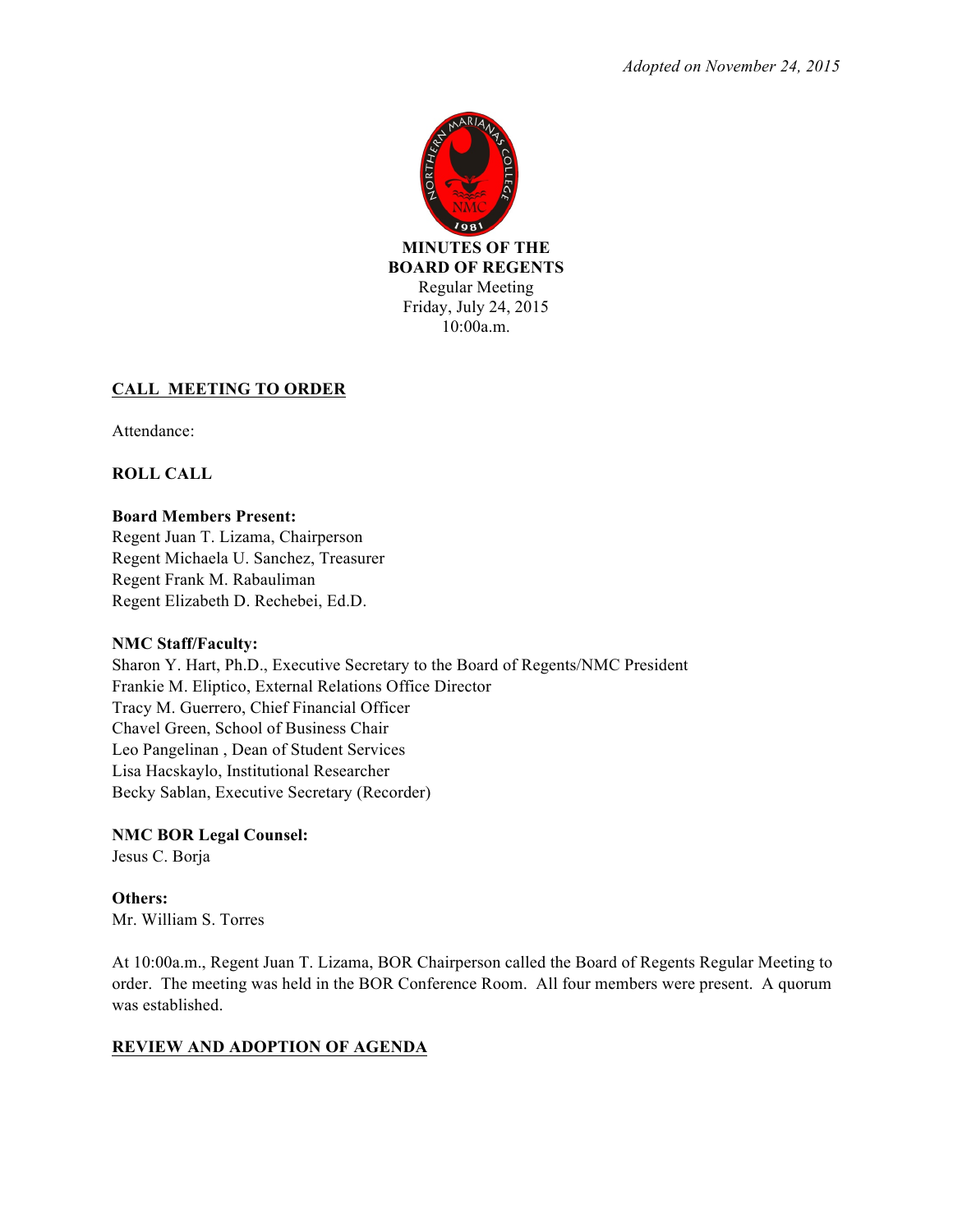*Adopted on November 24, 2015*

**MINUTES OF THE**
**BOARD OF REGENTS**
Regular Meeting
Friday, July 24, 2015
10:00a.m.

## CALL MEETING TO ORDER

Attendance:

**ROLL CALL**

**Board Members Present:**
Regent Juan T. Lizama, Chairperson
Regent Michaela U. Sanchez, Treasurer
Regent Frank M. Rabauliman
Regent Elizabeth D. Rechebei, Ed.D.

**NMC Staff/Faculty:**
Sharon Y. Hart, Ph.D., Executive Secretary to the Board of Regents/NMC President
Frankie M. Eliptico, External Relations Office Director
Tracy M. Guerrero, Chief Financial Officer
Chavel Green, School of Business Chair
Leo Pangelinan , Dean of Student Services
Lisa Hacskaylo, Institutional Researcher
Becky Sablan, Executive Secretary (Recorder)

**NMC BOR Legal Counsel:**
Jesus C. Borja

**Others:**
Mr. William S. Torres

At 10:00a.m., Regent Juan T. Lizama, BOR Chairperson called the Board of Regents Regular Meeting to order. The meeting was held in the BOR Conference Room. All four members were present. A quorum was established.

## REVIEW AND ADOPTION OF AGENDA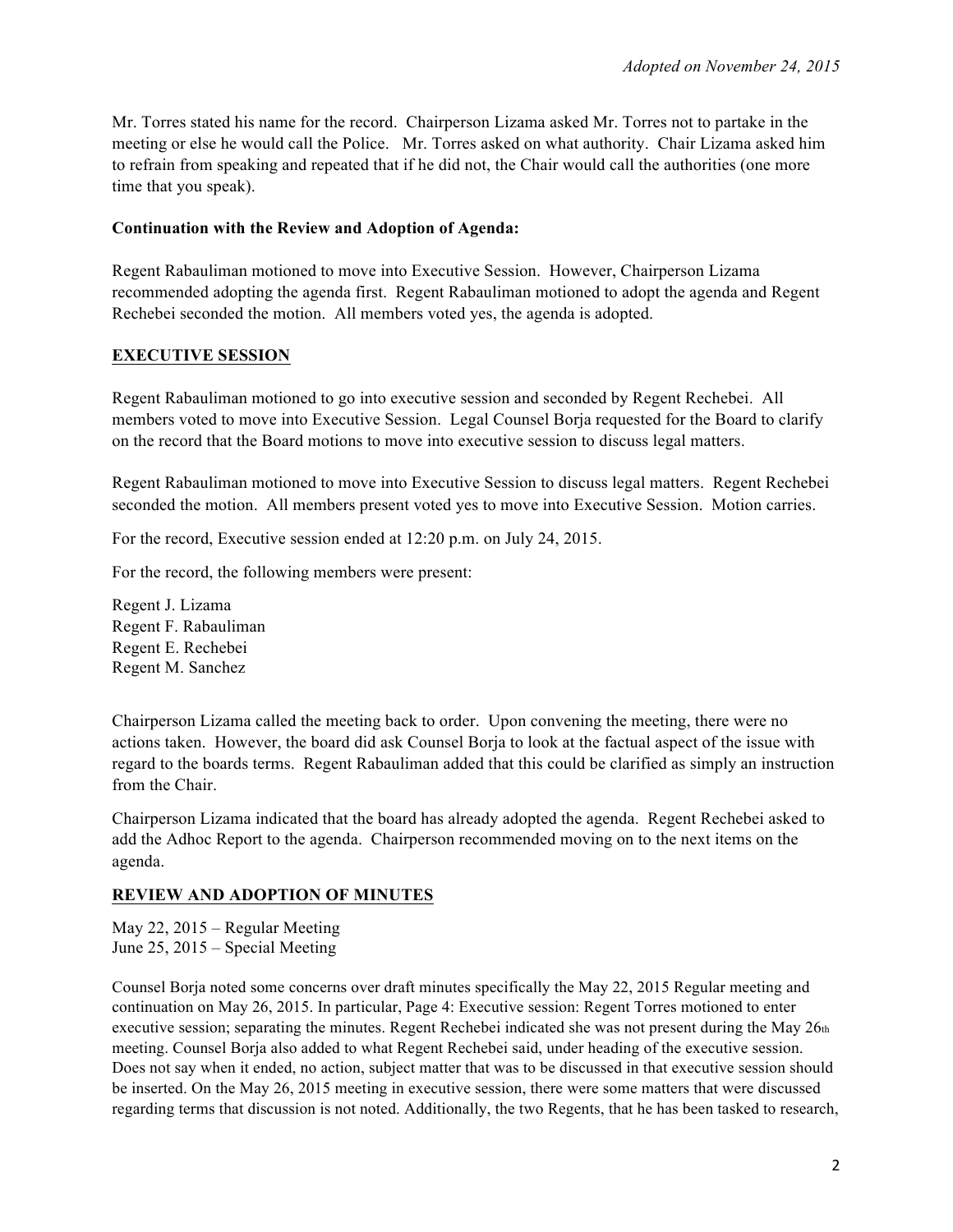Mr. Torres stated his name for the record. Chairperson Lizama asked Mr. Torres not to partake in the meeting or else he would call the Police. Mr. Torres asked on what authority. Chair Lizama asked him to refrain from speaking and repeated that if he did not, the Chair would call the authorities (one more time that you speak).

**Continuation with the Review and Adoption of Agenda:**

Regent Rabauliman motioned to move into Executive Session. However, Chairperson Lizama recommended adopting the agenda first. Regent Rabauliman motioned to adopt the agenda and Regent Rechebei seconded the motion. All members voted yes, the agenda is adopted.

## EXECUTIVE SESSION

Regent Rabauliman motioned to go into executive session and seconded by Regent Rechebei. All members voted to move into Executive Session. Legal Counsel Borja requested for the Board to clarify on the record that the Board motions to move into executive session to discuss legal matters.

Regent Rabauliman motioned to move into Executive Session to discuss legal matters. Regent Rechebei seconded the motion. All members present voted yes to move into Executive Session. Motion carries.

For the record, Executive session ended at 12:20 p.m. on July 24, 2015.

For the record, the following members were present:

Regent J. Lizama
Regent F. Rabauliman
Regent E. Rechebei
Regent M. Sanchez

Chairperson Lizama called the meeting back to order. Upon convening the meeting, there were no actions taken. However, the board did ask Counsel Borja to look at the factual aspect of the issue with regard to the boards terms. Regent Rabauliman added that this could be clarified as simply an instruction from the Chair.

Chairperson Lizama indicated that the board has already adopted the agenda. Regent Rechebei asked to add the Adhoc Report to the agenda. Chairperson recommended moving on to the next items on the agenda.

## REVIEW AND ADOPTION OF MINUTES

May 22, 2015 – Regular Meeting
June 25, 2015 – Special Meeting

Counsel Borja noted some concerns over draft minutes specifically the May 22, 2015 Regular meeting and continuation on May 26, 2015. In particular, Page 4: Executive session: Regent Torres motioned to enter executive session; separating the minutes. Regent Rechebei indicated she was not present during the May 26th meeting. Counsel Borja also added to what Regent Rechebei said, under heading of the executive session. Does not say when it ended, no action, subject matter that was to be discussed in that executive session should be inserted. On the May 26, 2015 meeting in executive session, there were some matters that were discussed regarding terms that discussion is not noted. Additionally, the two Regents, that he has been tasked to research,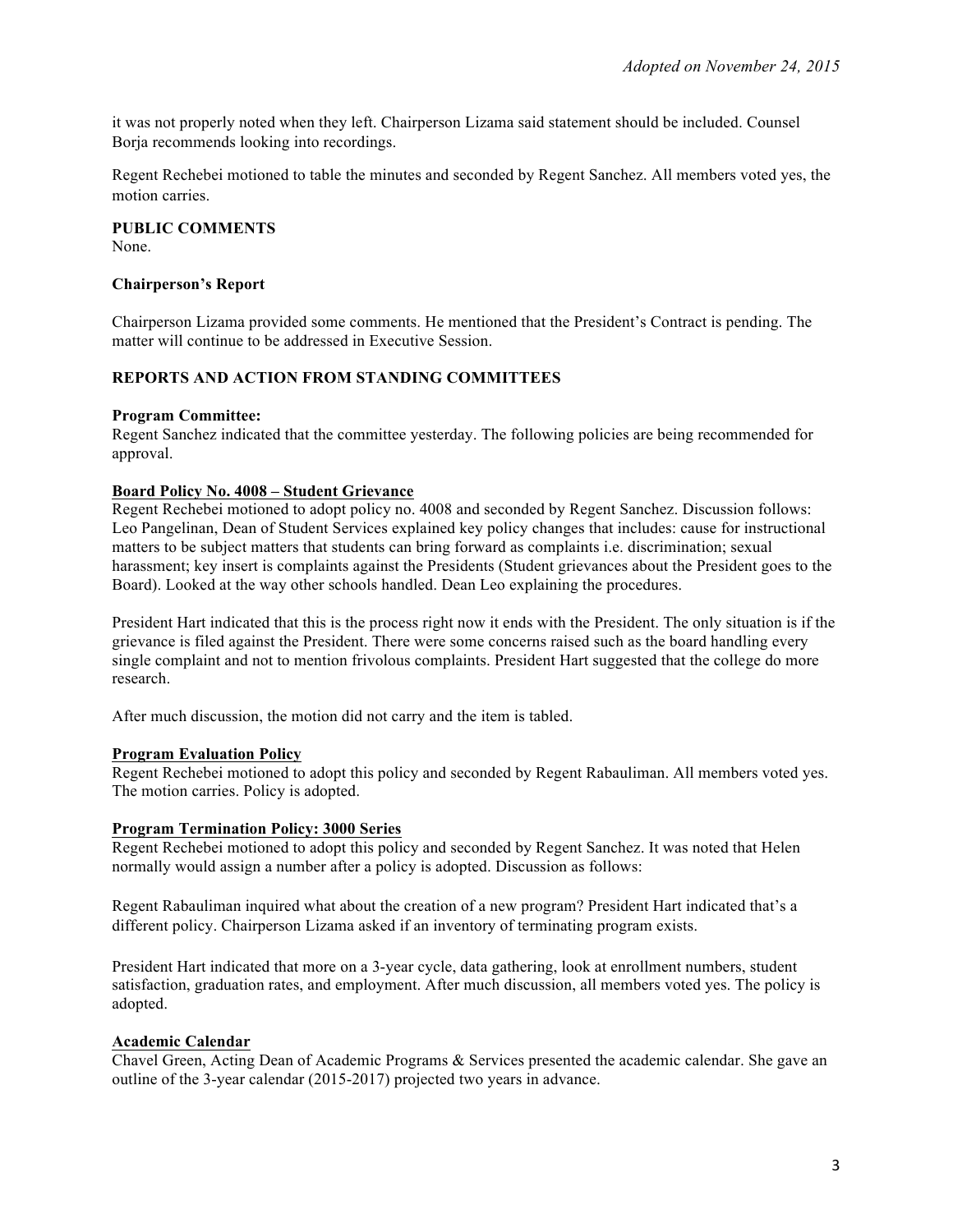it was not properly noted when they left. Chairperson Lizama said statement should be included. Counsel Borja recommends looking into recordings.

Regent Rechebei motioned to table the minutes and seconded by Regent Sanchez. All members voted yes, the motion carries.

**PUBLIC COMMENTS**
None.

**Chairperson's Report**

Chairperson Lizama provided some comments. He mentioned that the President's Contract is pending. The matter will continue to be addressed in Executive Session.

**REPORTS AND ACTION FROM STANDING COMMITTEES**

**Program Committee:**
Regent Sanchez indicated that the committee yesterday. The following policies are being recommended for approval.

**Board Policy No. 4008 – Student Grievance**
Regent Rechebei motioned to adopt policy no. 4008 and seconded by Regent Sanchez. Discussion follows: Leo Pangelinan, Dean of Student Services explained key policy changes that includes: cause for instructional matters to be subject matters that students can bring forward as complaints i.e. discrimination; sexual harassment; key insert is complaints against the Presidents (Student grievances about the President goes to the Board). Looked at the way other schools handled. Dean Leo explaining the procedures.

President Hart indicated that this is the process right now it ends with the President. The only situation is if the grievance is filed against the President. There were some concerns raised such as the board handling every single complaint and not to mention frivolous complaints. President Hart suggested that the college do more research.

After much discussion, the motion did not carry and the item is tabled.

**Program Evaluation Policy**
Regent Rechebei motioned to adopt this policy and seconded by Regent Rabauliman. All members voted yes. The motion carries. Policy is adopted.

**Program Termination Policy: 3000 Series**
Regent Rechebei motioned to adopt this policy and seconded by Regent Sanchez. It was noted that Helen normally would assign a number after a policy is adopted. Discussion as follows:

Regent Rabauliman inquired what about the creation of a new program? President Hart indicated that's a different policy. Chairperson Lizama asked if an inventory of terminating program exists.

President Hart indicated that more on a 3-year cycle, data gathering, look at enrollment numbers, student satisfaction, graduation rates, and employment. After much discussion, all members voted yes. The policy is adopted.

**Academic Calendar**
Chavel Green, Acting Dean of Academic Programs & Services presented the academic calendar. She gave an outline of the 3-year calendar (2015-2017) projected two years in advance.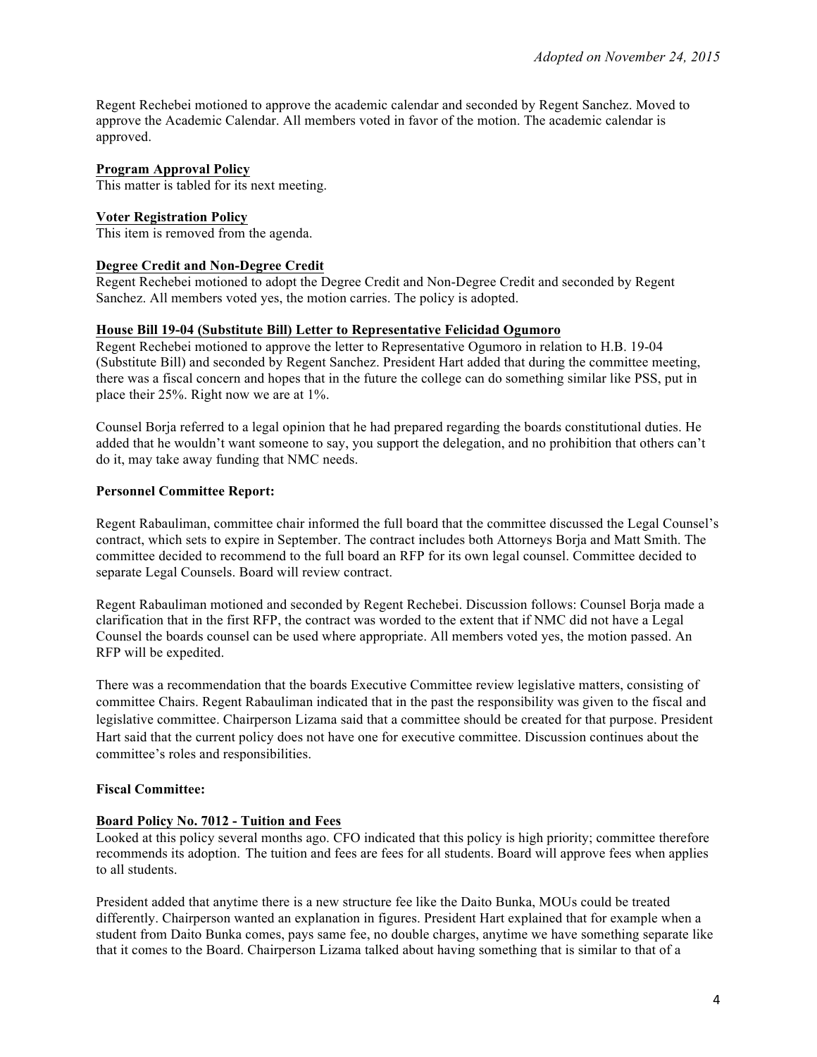*Adopted on November 24, 2015*

Regent Rechebei motioned to approve the academic calendar and seconded by Regent Sanchez. Moved to approve the Academic Calendar. All members voted in favor of the motion. The academic calendar is approved.

**Program Approval Policy**

This matter is tabled for its next meeting.

**Voter Registration Policy**

This item is removed from the agenda.

**Degree Credit and Non-Degree Credit**

Regent Rechebei motioned to adopt the Degree Credit and Non-Degree Credit and seconded by Regent Sanchez. All members voted yes, the motion carries. The policy is adopted.

**House Bill 19-04 (Substitute Bill) Letter to Representative Felicidad Ogumoro**

Regent Rechebei motioned to approve the letter to Representative Ogumoro in relation to H.B. 19-04 (Substitute Bill) and seconded by Regent Sanchez. President Hart added that during the committee meeting, there was a fiscal concern and hopes that in the future the college can do something similar like PSS, put in place their 25%. Right now we are at 1%.

Counsel Borja referred to a legal opinion that he had prepared regarding the boards constitutional duties. He added that he wouldn't want someone to say, you support the delegation, and no prohibition that others can't do it, may take away funding that NMC needs.

**Personnel Committee Report:**

Regent Rabauliman, committee chair informed the full board that the committee discussed the Legal Counsel's contract, which sets to expire in September. The contract includes both Attorneys Borja and Matt Smith. The committee decided to recommend to the full board an RFP for its own legal counsel. Committee decided to separate Legal Counsels. Board will review contract.

Regent Rabauliman motioned and seconded by Regent Rechebei. Discussion follows: Counsel Borja made a clarification that in the first RFP, the contract was worded to the extent that if NMC did not have a Legal Counsel the boards counsel can be used where appropriate. All members voted yes, the motion passed. An RFP will be expedited.

There was a recommendation that the boards Executive Committee review legislative matters, consisting of committee Chairs. Regent Rabauliman indicated that in the past the responsibility was given to the fiscal and legislative committee. Chairperson Lizama said that a committee should be created for that purpose. President Hart said that the current policy does not have one for executive committee. Discussion continues about the committee's roles and responsibilities.

**Fiscal Committee:**

**Board Policy No. 7012 - Tuition and Fees**

Looked at this policy several months ago. CFO indicated that this policy is high priority; committee therefore recommends its adoption. The tuition and fees are fees for all students. Board will approve fees when applies to all students.

President added that anytime there is a new structure fee like the Daito Bunka, MOUs could be treated differently. Chairperson wanted an explanation in figures. President Hart explained that for example when a student from Daito Bunka comes, pays same fee, no double charges, anytime we have something separate like that it comes to the Board. Chairperson Lizama talked about having something that is similar to that of a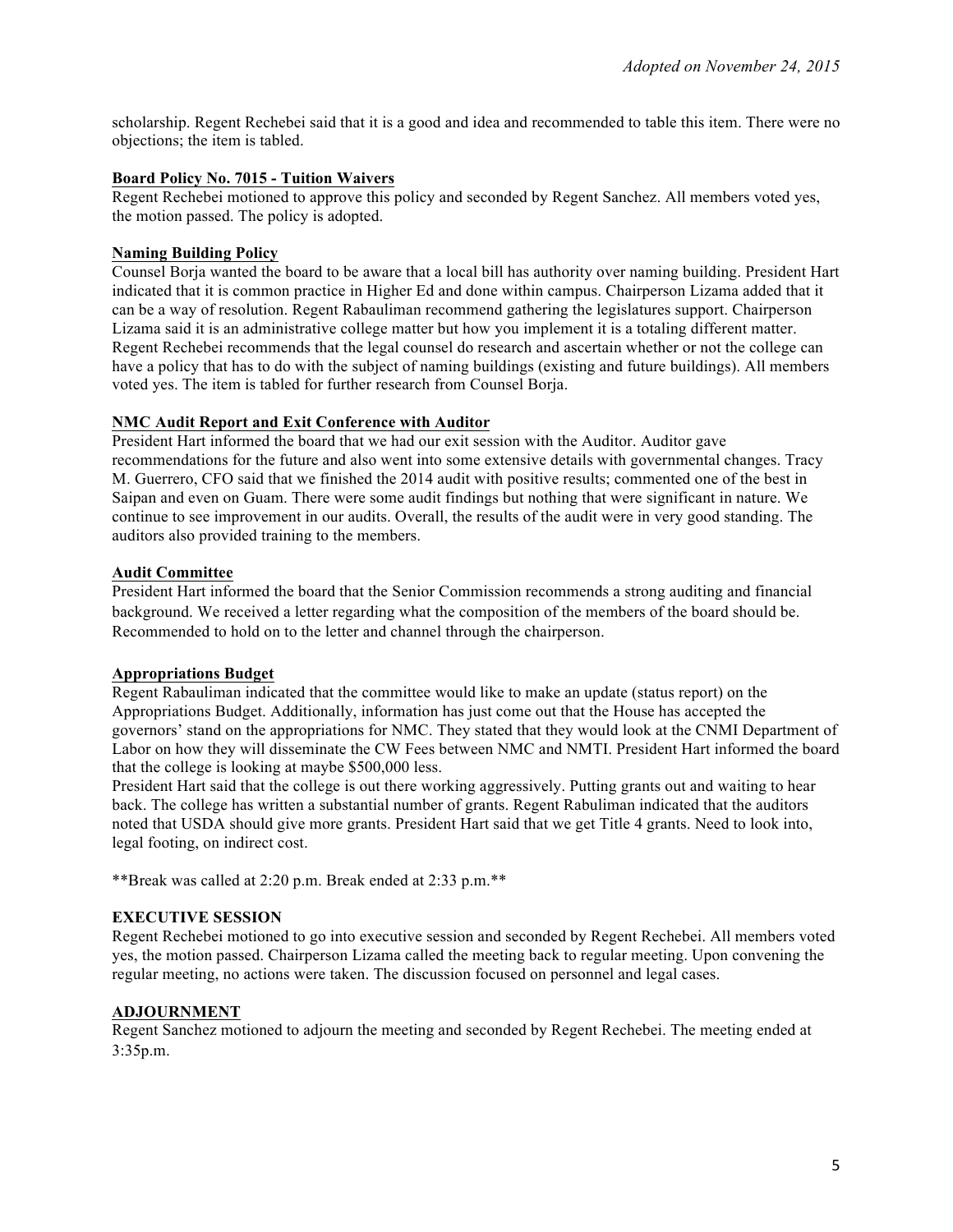*Adopted on November 24, 2015*

scholarship. Regent Rechebei said that it is a good and idea and recommended to table this item. There were no objections; the item is tabled.

**Board Policy No. 7015 - Tuition Waivers**

Regent Rechebei motioned to approve this policy and seconded by Regent Sanchez. All members voted yes, the motion passed. The policy is adopted.

**Naming Building Policy**

Counsel Borja wanted the board to be aware that a local bill has authority over naming building. President Hart indicated that it is common practice in Higher Ed and done within campus. Chairperson Lizama added that it can be a way of resolution. Regent Rabauliman recommend gathering the legislatures support. Chairperson Lizama said it is an administrative college matter but how you implement it is a totaling different matter. Regent Rechebei recommends that the legal counsel do research and ascertain whether or not the college can have a policy that has to do with the subject of naming buildings (existing and future buildings). All members voted yes. The item is tabled for further research from Counsel Borja.

**NMC Audit Report and Exit Conference with Auditor**

President Hart informed the board that we had our exit session with the Auditor. Auditor gave recommendations for the future and also went into some extensive details with governmental changes. Tracy M. Guerrero, CFO said that we finished the 2014 audit with positive results; commented one of the best in Saipan and even on Guam. There were some audit findings but nothing that were significant in nature. We continue to see improvement in our audits. Overall, the results of the audit were in very good standing. The auditors also provided training to the members.

**Audit Committee**

President Hart informed the board that the Senior Commission recommends a strong auditing and financial background. We received a letter regarding what the composition of the members of the board should be. Recommended to hold on to the letter and channel through the chairperson.

**Appropriations Budget**

Regent Rabauliman indicated that the committee would like to make an update (status report) on the Appropriations Budget. Additionally, information has just come out that the House has accepted the governors' stand on the appropriations for NMC. They stated that they would look at the CNMI Department of Labor on how they will disseminate the CW Fees between NMC and NMTI. President Hart informed the board that the college is looking at maybe $500,000 less.

President Hart said that the college is out there working aggressively. Putting grants out and waiting to hear back. The college has written a substantial number of grants. Regent Rabuliman indicated that the auditors noted that USDA should give more grants. President Hart said that we get Title 4 grants. Need to look into, legal footing, on indirect cost.

**Break was called at 2:20 p.m. Break ended at 2:33 p.m.**

**EXECUTIVE SESSION**

Regent Rechebei motioned to go into executive session and seconded by Regent Rechebei. All members voted yes, the motion passed. Chairperson Lizama called the meeting back to regular meeting. Upon convening the regular meeting, no actions were taken. The discussion focused on personnel and legal cases.

**ADJOURNMENT**

Regent Sanchez motioned to adjourn the meeting and seconded by Regent Rechebei. The meeting ended at 3:35p.m.